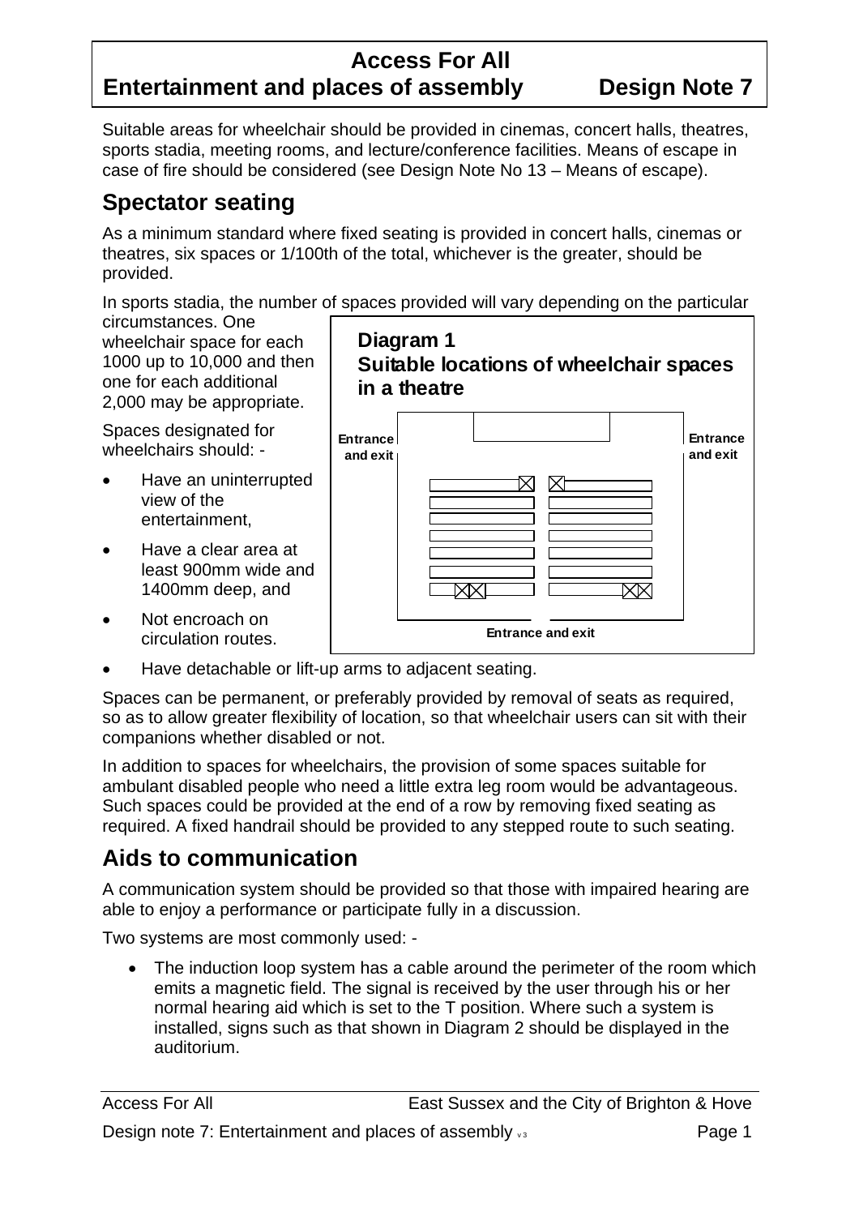# Access For All
# Entertainment and places of assembly Design Note 7

Suitable areas for wheelchair should be provided in cinemas, concert halls, theatres, sports stadia, meeting rooms, and lecture/conference facilities. Means of escape in case of fire should be considered (see Design Note No 13 – Means of escape).

## Spectator seating

As a minimum standard where fixed seating is provided in concert halls, cinemas or theatres, six spaces or 1/100th of the total, whichever is the greater, should be provided.

In sports stadia, the number of spaces provided will vary depending on the particular circumstances. One wheelchair space for each 1000 up to 10,000 and then one for each additional 2,000 may be appropriate.

**Diagram 1**
**Suitable locations of wheelchair spaces in a theatre**

Entrance and exit | Entrance and exit | Entrance and exit

Spaces designated for wheelchairs should: -

- Have an uninterrupted view of the entertainment,
- Have a clear area at least 900mm wide and 1400mm deep, and
- Not encroach on circulation routes.
- Have detachable or lift-up arms to adjacent seating.

Spaces can be permanent, or preferably provided by removal of seats as required, so as to allow greater flexibility of location, so that wheelchair users can sit with their companions whether disabled or not.

In addition to spaces for wheelchairs, the provision of some spaces suitable for ambulant disabled people who need a little extra leg room would be advantageous. Such spaces could be provided at the end of a row by removing fixed seating as required. A fixed handrail should be provided to any stepped route to such seating.

## Aids to communication

A communication system should be provided so that those with impaired hearing are able to enjoy a performance or participate fully in a discussion.

Two systems are most commonly used: -

- The induction loop system has a cable around the perimeter of the room which emits a magnetic field. The signal is received by the user through his or her normal hearing aid which is set to the T position. Where such a system is installed, signs such as that shown in Diagram 2 should be displayed in the auditorium.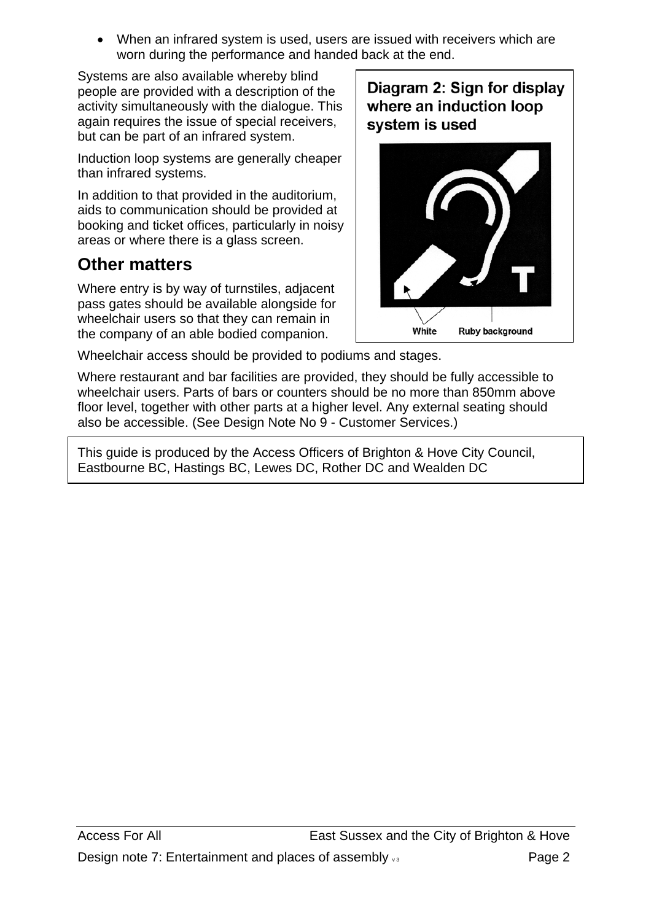- When an infrared system is used, users are issued with receivers which are worn during the performance and handed back at the end.

Systems are also available whereby blind people are provided with a description of the activity simultaneously with the dialogue. This again requires the issue of special receivers, but can be part of an infrared system.

Induction loop systems are generally cheaper than infrared systems.

In addition to that provided in the auditorium, aids to communication should be provided at booking and ticket offices, particularly in noisy areas or where there is a glass screen.

**Diagram 2: Sign for display where an induction loop system is used**

T

White

Ruby background

## Other matters

Where entry is by way of turnstiles, adjacent pass gates should be available alongside for wheelchair users so that they can remain in the company of an able bodied companion.

Wheelchair access should be provided to podiums and stages.

Where restaurant and bar facilities are provided, they should be fully accessible to wheelchair users. Parts of bars or counters should be no more than 850mm above floor level, together with other parts at a higher level. Any external seating should also be accessible. (See Design Note No 9 - Customer Services.)

This guide is produced by the Access Officers of Brighton & Hove City Council, Eastbourne BC, Hastings BC, Lewes DC, Rother DC and Wealden DC